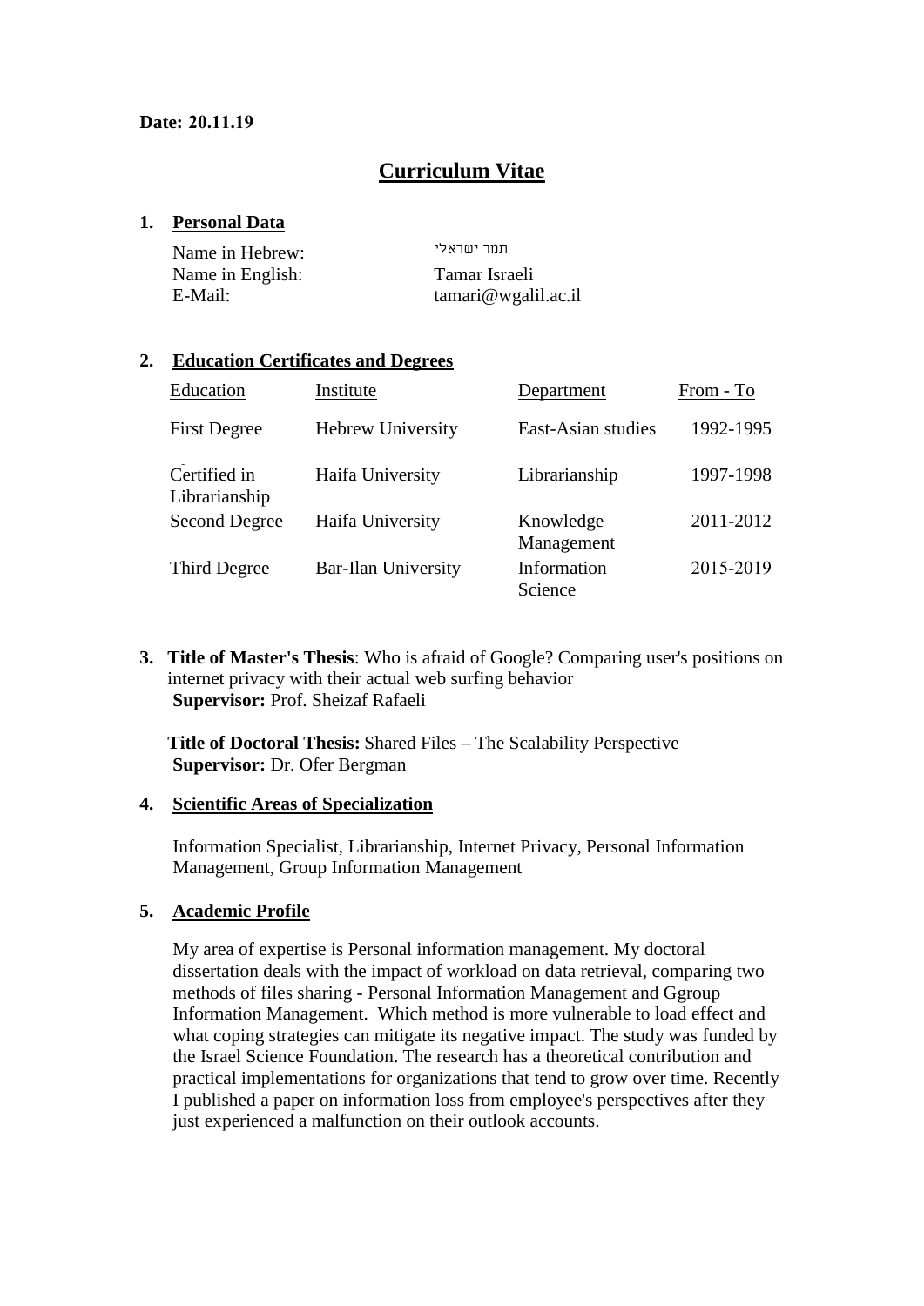**Date: 20.11.19**

# Curriculum Vitae

## 1. Personal Data

| | |
|---|---|
| Name in Hebrew: | תמר ישראלי |
| Name in English: | Tamar Israeli |
| E-Mail: | tamari@wgalil.ac.il |

## 2. Education Certificates and Degrees

| Education | Institute | Department | From - To |
|---|---|---|---|
| First Degree | Hebrew University | East-Asian studies | 1992-1995 |
| Certified in Librarianship | Haifa University | Librarianship | 1997-1998 |
| Second Degree | Haifa University | Knowledge Management | 2011-2012 |
| Third Degree | Bar-Ilan University | Information Science | 2015-2019 |

**3. Title of Master's Thesis**: Who is afraid of Google? Comparing user's positions on internet privacy with their actual web surfing behavior
**Supervisor:** Prof. Sheizaf Rafaeli

**Title of Doctoral Thesis:** Shared Files – The Scalability Perspective
**Supervisor:** Dr. Ofer Bergman

## 4. Scientific Areas of Specialization

Information Specialist, Librarianship, Internet Privacy, Personal Information Management, Group Information Management

## 5. Academic Profile

My area of expertise is Personal information management. My doctoral dissertation deals with the impact of workload on data retrieval, comparing two methods of files sharing - Personal Information Management and Ggroup Information Management. Which method is more vulnerable to load effect and what coping strategies can mitigate its negative impact. The study was funded by the Israel Science Foundation. The research has a theoretical contribution and practical implementations for organizations that tend to grow over time. Recently I published a paper on information loss from employee's perspectives after they just experienced a malfunction on their outlook accounts.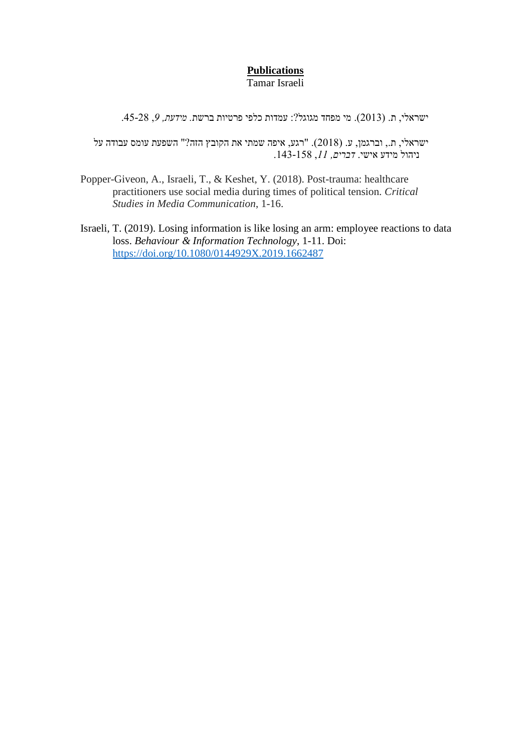**Publications**

Tamar Israeli

ישראלי, ת. (2013). מי מפחד מגוגל?: עמדות כלפי פרטיות ברשת. *מידעת, 9*, 28-45.

ישראלי, ת., וברגמן, ע. (2018). "רגע, איפה שמתי את הקובץ הזה?" השפעת עומס עבודה על ניהול מידע אישי. *דברים, 11*, 143-158.

Popper-Giveon, A., Israeli, T., & Keshet, Y. (2018). Post-trauma: healthcare practitioners use social media during times of political tension. *Critical Studies in Media Communication*, 1-16.

Israeli, T. (2019). Losing information is like losing an arm: employee reactions to data loss. *Behaviour & Information Technology*, 1-11. Doi: https://doi.org/10.1080/0144929X.2019.1662487